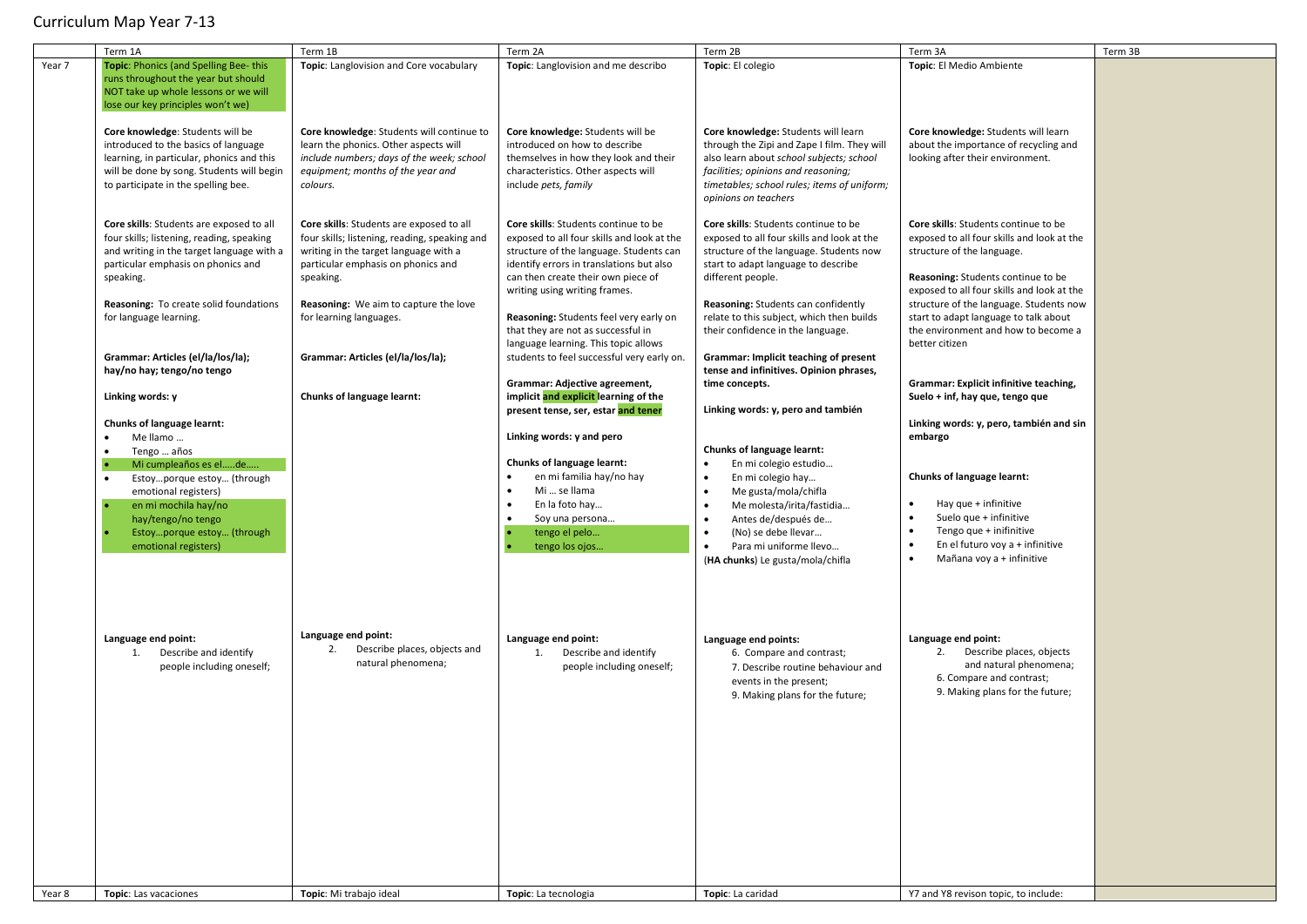# Curriculum Map Year 7-13

| | Term 1A | Term 1B | Term 2A | Term 2B | Term 3A | Term 3B |
|---|---|---|---|---|---|---|
| Year 7 | **Topic**: Phonics (and Spelling Bee- this runs throughout the year but should NOT take up whole lessons or we will lose our key principles won't we)<br><br>**Core knowledge**: Students will be introduced to the basics of language learning, in particular, phonics and this will be done by song. Students will begin to participate in the spelling bee.<br><br>**Core skills**: Students are exposed to all four skills; listening, reading, speaking and writing in the target language with a particular emphasis on phonics and speaking.<br><br>**Reasoning:** To create solid foundations for language learning.<br><br>**Grammar: Articles (el/la/los/la); hay/no hay; tengo/no tengo**<br><br>**Linking words: y**<br><br>**Chunks of language learnt:**<br>• Me llamo …<br>• Tengo … años<br>• Mi cumpleaños es el…..de…..<br>• Estoy…porque estoy… (through emotional registers)<br>• en mi mochila hay/no hay/tengo/no tengo<br>• Estoy…porque estoy… (through emotional registers)<br><br>**Language end point:**<br>1. Describe and identify people including oneself; | **Topic**: Langlovision and Core vocabulary<br><br>**Core knowledge**: Students will continue to learn the phonics. Other aspects will *include numbers; days of the week; school equipment; months of the year and colours.*<br><br>**Core skills**: Students are exposed to all four skills; listening, reading, speaking and writing in the target language with a particular emphasis on phonics and speaking.<br><br>**Reasoning:** We aim to capture the love for learning languages.<br><br>**Grammar: Articles (el/la/los/la);**<br><br>**Chunks of language learnt:**<br><br>**Language end point:**<br>2. Describe places, objects and natural phenomena; | **Topic**: Langlovision and me describo<br><br>**Core knowledge:** Students will be introduced on how to describe themselves in how they look and their characteristics. Other aspects will include *pets, family*<br><br>**Core skills**: Students continue to be exposed to all four skills and look at the structure of the language. Students can identify errors in translations but also can then create their own piece of writing using writing frames.<br><br>**Reasoning:** Students feel very early on that they are not as successful in language learning. This topic allows students to feel successful very early on.<br><br>**Grammar: Adjective agreement, implicit and explicit learning of the present tense, ser, estar and tener**<br><br>**Linking words: y and pero**<br><br>**Chunks of language learnt:**<br>• en mi familia hay/no hay<br>• Mi … se llama<br>• En la foto hay…<br>• Soy una persona…<br>• tengo el pelo…<br>• tengo los ojos…<br><br>**Language end point:**<br>1. Describe and identify people including oneself; | **Topic**: El colegio<br><br>**Core knowledge:** Students will learn through the Zipi and Zape I film. They will also learn about *school subjects; school facilities; opinions and reasoning; timetables; school rules; items of uniform; opinions on teachers*<br><br>**Core skills**: Students continue to be exposed to all four skills and look at the structure of the language. Students now start to adapt language to describe different people.<br><br>**Reasoning:** Students can confidently relate to this subject, which then builds their confidence in the language.<br><br>**Grammar: Implicit teaching of present tense and infinitives. Opinion phrases, time concepts.**<br><br>**Linking words: y, pero and también**<br><br>**Chunks of language learnt:**<br>• En mi colegio estudio…<br>• En mi colegio hay…<br>• Me gusta/mola/chifla<br>• Me molesta/irita/fastidia…<br>• Antes de/después de…<br>• (No) se debe llevar…<br>• Para mi uniforme llevo…<br>(**HA chunks**) Le gusta/mola/chifla<br><br>**Language end points:**<br>6. Compare and contrast;<br>7. Describe routine behaviour and events in the present;<br>9. Making plans for the future; | **Topic**: El Medio Ambiente<br><br>**Core knowledge:** Students will learn about the importance of recycling and looking after their environment.<br><br>**Core skills**: Students continue to be exposed to all four skills and look at the structure of the language.<br><br>**Reasoning:** Students continue to be exposed to all four skills and look at the structure of the language. Students now start to adapt language to talk about the environment and how to become a better citizen<br><br>**Grammar: Explicit infinitive teaching, Suelo + inf, hay que, tengo que**<br><br>**Linking words: y, pero, también and sin embargo**<br><br>**Chunks of language learnt:**<br>• Hay que + infinitive<br>• Suelo que + infinitive<br>• Tengo que + inifinitive<br>• En el futuro voy a + infinitive<br>• Mañana voy a + infinitive<br><br>**Language end point:**<br>2. Describe places, objects and natural phenomena;<br>6. Compare and contrast;<br>9. Making plans for the future; | |
| Year 8 | **Topic**: Las vacaciones | **Topic**: Mi trabajo ideal | **Topic**: La tecnologia | **Topic**: La caridad | Y7 and Y8 revison topic, to include: | |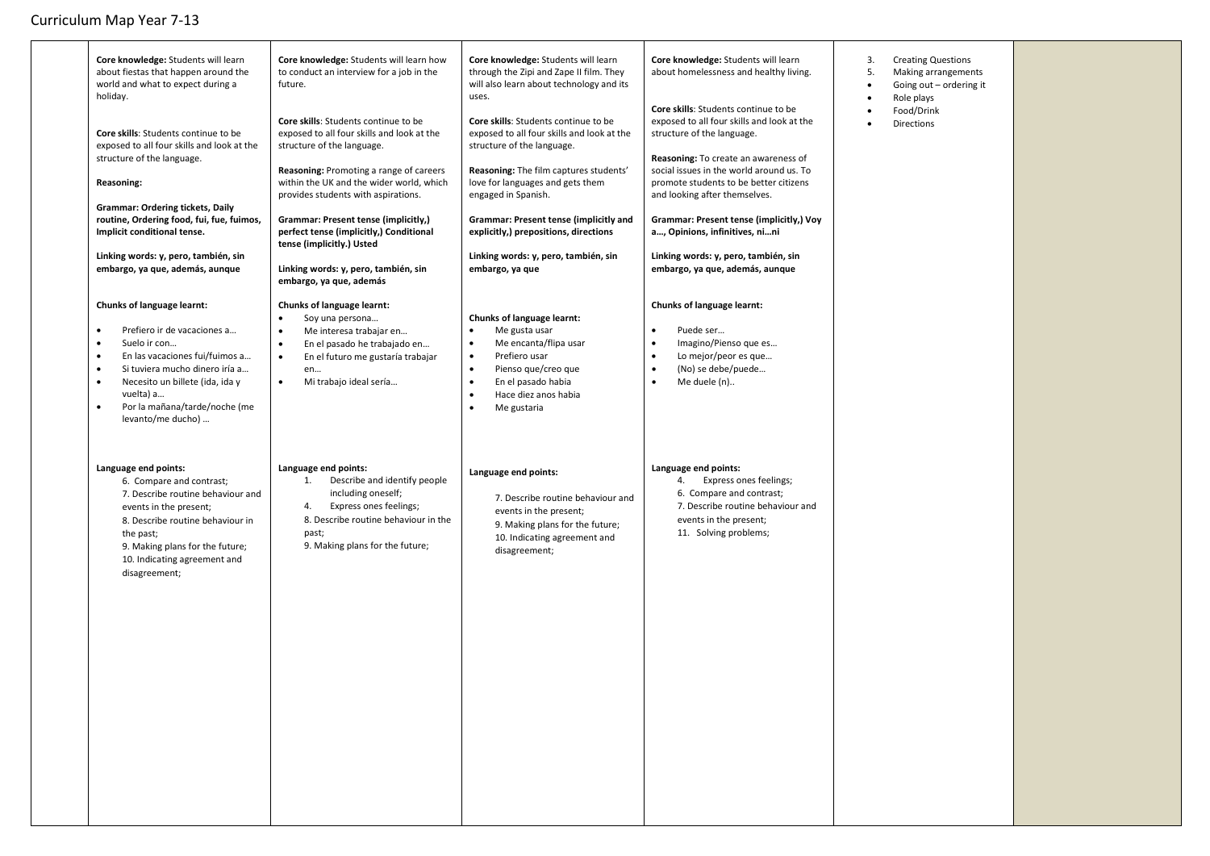# Curriculum Map Year 7-13

| | | | | | | |
|---|---|---|---|---|---|---|
| | **Core knowledge:** Students will learn about fiestas that happen around the world and what to expect during a holiday.<br><br>**Core skills**: Students continue to be exposed to all four skills and look at the structure of the language.<br><br>**Reasoning:**<br><br>**Grammar: Ordering tickets, Daily routine, Ordering food, fui, fue, fuimos, Implicit conditional tense.**<br><br>**Linking words: y, pero, también, sin embargo, ya que, además, aunque**<br><br>**Chunks of language learnt:**<br>• Prefiero ir de vacaciones a…<br>• Suelo ir con…<br>• En las vacaciones fui/fuimos a…<br>• Si tuviera mucho dinero iría a…<br>• Necesito un billete (ida, ida y vuelta) a…<br>• Por la mañana/tarde/noche (me levanto/me ducho) …<br><br>**Language end points:**<br>6. Compare and contrast;<br>7. Describe routine behaviour and events in the present;<br>8. Describe routine behaviour in the past;<br>9. Making plans for the future;<br>10. Indicating agreement and disagreement; | **Core knowledge:** Students will learn how to conduct an interview for a job in the future.<br><br>**Core skills**: Students continue to be exposed to all four skills and look at the structure of the language.<br><br>**Reasoning:** Promoting a range of careers within the UK and the wider world, which provides students with aspirations.<br><br>**Grammar: Present tense (implicitly,) perfect tense (implicitly,) Conditional tense (implicitly.) Usted**<br><br>**Linking words: y, pero, también, sin embargo, ya que, además**<br><br>**Chunks of language learnt:**<br>• Soy una persona…<br>• Me interesa trabajar en…<br>• En el pasado he trabajado en…<br>• En el futuro me gustaría trabajar en…<br>• Mi trabajo ideal sería…<br><br>**Language end points:**<br>1. Describe and identify people including oneself;<br>4. Express ones feelings;<br>8. Describe routine behaviour in the past;<br>9. Making plans for the future; | **Core knowledge:** Students will learn through the Zipi and Zape II film. They will also learn about technology and its uses.<br><br>**Core skills**: Students continue to be exposed to all four skills and look at the structure of the language.<br><br>**Reasoning:** The film captures students' love for languages and gets them engaged in Spanish.<br><br>**Grammar: Present tense (implicitly and explicitly,) prepositions, directions**<br><br>**Linking words: y, pero, también, sin embargo, ya que**<br><br>**Chunks of language learnt:**<br>• Me gusta usar<br>• Me encanta/flipa usar<br>• Prefiero usar<br>• Pienso que/creo que<br>• En el pasado habia<br>• Hace diez anos habia<br>• Me gustaria<br><br>**Language end points:**<br>7. Describe routine behaviour and events in the present;<br>9. Making plans for the future;<br>10. Indicating agreement and disagreement; | **Core knowledge:** Students will learn about homelessness and healthy living.<br><br>**Core skills**: Students continue to be exposed to all four skills and look at the structure of the language.<br><br>**Reasoning:** To create an awareness of social issues in the world around us. To promote students to be better citizens and looking after themselves.<br><br>**Grammar: Present tense (implicitly,) Voy a…, Opinions, infinitives, ni…ni**<br><br>**Linking words: y, pero, también, sin embargo, ya que, además, aunque**<br><br>**Chunks of language learnt:**<br>• Puede ser…<br>• Imagino/Pienso que es…<br>• Lo mejor/peor es que…<br>• (No) se debe/puede…<br>• Me duele (n)..<br><br>**Language end points:**<br>4. Express ones feelings;<br>6. Compare and contrast;<br>7. Describe routine behaviour and events in the present;<br>11. Solving problems; | 3. Creating Questions<br>5. Making arrangements<br>• Going out – ordering it<br>• Role plays<br>• Food/Drink<br>• Directions | |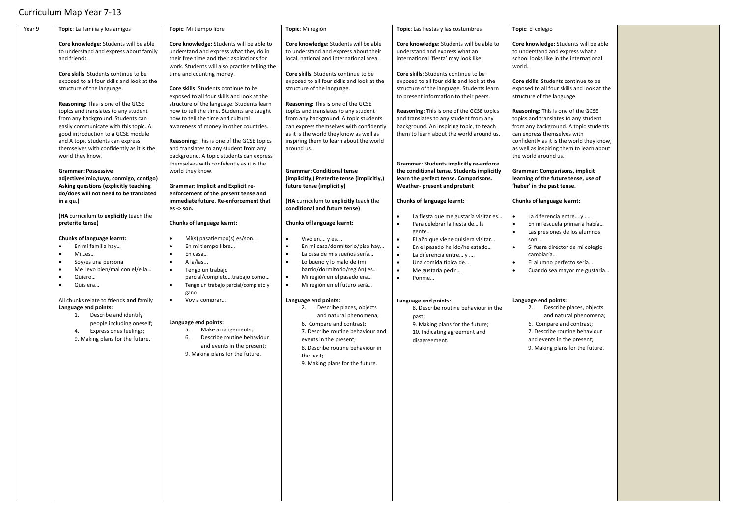# Curriculum Map Year 7-13

| Year 9 | Topic | Topic | Topic | Topic | Topic | |
|---|---|---|---|---|---|---|
| | **Topic**: La familia y los amigos<br><br>**Core knowledge:** Students will be able to understand and express about family and friends.<br><br>**Core skills**: Students continue to be exposed to all four skills and look at the structure of the language.<br><br>**Reasoning:** This is one of the GCSE topics and translates to any student from any background. Students can easily communicate with this topic. A good introduction to a GCSE module and A topic students can express themselves with confidently as it is the world they know.<br><br>**Grammar: Possessive adjectives(mío,tuyo, conmigo, contigo) Asking questions (explicitly teaching do/does will not need to be translated in a qu.)**<br><br>**(HA** curriculum to **explicitly** teach the **preterite tense)**<br><br>**Chunks of language learnt:**<br>• En mi familia hay…<br>• Mi…es…<br>• Soy/es una persona<br>• Me llevo bien/mal con el/ella…<br>• Quiero…<br>• Quisiera…<br><br>All chunks relate to friends **and f**amily<br>**Language end points:**<br>1. Describe and identify people including oneself;<br>4. Express ones feelings;<br>9. Making plans for the future. | **Topic**: Mi tiempo libre<br><br>**Core knowledge:** Students will be able to understand and express what they do in their free time and their aspirations for work. Students will also practise telling the time and counting money.<br><br>**Core skills**: Students continue to be exposed to all four skills and look at the structure of the language. Students learn how to tell the time. Students are taught how to tell the time and cultural awareness of money in other countries.<br><br>**Reasoning:** This is one of the GCSE topics and translates to any student from any background. A topic students can express themselves with confidently as it is the world they know.<br><br>**Grammar: Implicit and Explicit re-enforcement of the present tense and immediate future. Re-enforcement that es -> son.**<br><br>**Chunks of language learnt:**<br>• Mi(s) pasatiempo(s) es/son…<br>• En mi tiempo libre…<br>• En casa…<br>• A la/las...<br>• Tengo un trabajo parcial/completo…trabajo como…<br>• Tengo un trabajo parcial/completo y gano<br>• Voy a comprar…<br><br>**Language end points:**<br>5. Make arrangements;<br>6. Describe routine behaviour and events in the present;<br>9. Making plans for the future. | **Topic**: Mi región<br><br>**Core knowledge:** Students will be able to understand and express about their local, national and international area.<br><br>**Core skills**: Students continue to be exposed to all four skills and look at the structure of the language.<br><br>**Reasoning:** This is one of the GCSE topics and translates to any student from any background. A topic students can express themselves with confidently as it is the world they know as well as inspiring them to learn about the world around us.<br><br>**Grammar: Conditional tense (implicitly,) Preterite tense (implicitly,) future tense (implicitly)**<br><br>**(HA** curriculum to **explicitly** teach the **conditional and future tense)**<br><br>**Chunks of language learnt:**<br>• Vivo en…. y es….<br>• En mi casa/dormitorio/piso hay…<br>• La casa de mis sueños sería…<br>• Lo bueno y lo malo de (mi barrio/dormitorio/región) es…<br>• Mi región en el pasado era…<br>• Mi región en el futuro será…<br><br>**Language end points:**<br>2. Describe places, objects and natural phenomena;<br>6. Compare and contrast;<br>7. Describe routine behaviour and events in the present;<br>8. Describe routine behaviour in the past;<br>9. Making plans for the future. | **Topic**: Las fiestas y las costumbres<br><br>**Core knowledge:** Students will be able to understand and express what an international 'fiesta' may look like.<br><br>**Core skills**: Students continue to be exposed to all four skills and look at the structure of the language. Students learn to present information to their peers.<br><br>**Reasoning:** This is one of the GCSE topics and translates to any student from any background. An inspiring topic, to teach them to learn about the world around us.<br><br>**Grammar: Students implicitly re-enforce the conditional tense. Students implicitly learn the perfect tense. Comparisons. Weather- present and preterit**<br><br>**Chunks of language learnt:**<br>• La fiesta que me gustaría visitar es…<br>• Para celebrar la fiesta de… la gente…<br>• El año que viene quisiera visitar…<br>• En el pasado he ido/he estado…<br>• La diferencia entre… y ….<br>• Una comida típica de…<br>• Me gustaría pedir…<br>• Ponme…<br><br>**Language end points:**<br>8. Describe routine behaviour in the past;<br>9. Making plans for the future;<br>10. Indicating agreement and disagreement. | **Topic**: El colegio<br><br>**Core knowledge:** Students will be able to understand and express what a school looks like in the international world.<br><br>**Core skills**: Students continue to be exposed to all four skills and look at the structure of the language.<br><br>**Reasoning:** This is one of the GCSE topics and translates to any student from any background. A topic students can express themselves with confidently as it is the world they know, as well as inspiring them to learn about the world around us.<br><br>**Grammar: Comparisons, implicit learning of the future tense, use of 'haber' in the past tense.**<br><br>**Chunks of language learnt:**<br>• La diferencia entre… y ….<br>• En mi escuela primaria había…<br>• Las presiones de los alumnos son…<br>• Si fuera director de mi colegio cambiaría…<br>• El alumno perfecto sería…<br>• Cuando sea mayor me gustaría…<br><br>**Language end points:**<br>2. Describe places, objects and natural phenomena;<br>6. Compare and contrast;<br>7. Describe routine behaviour and events in the present;<br>9. Making plans for the future. | |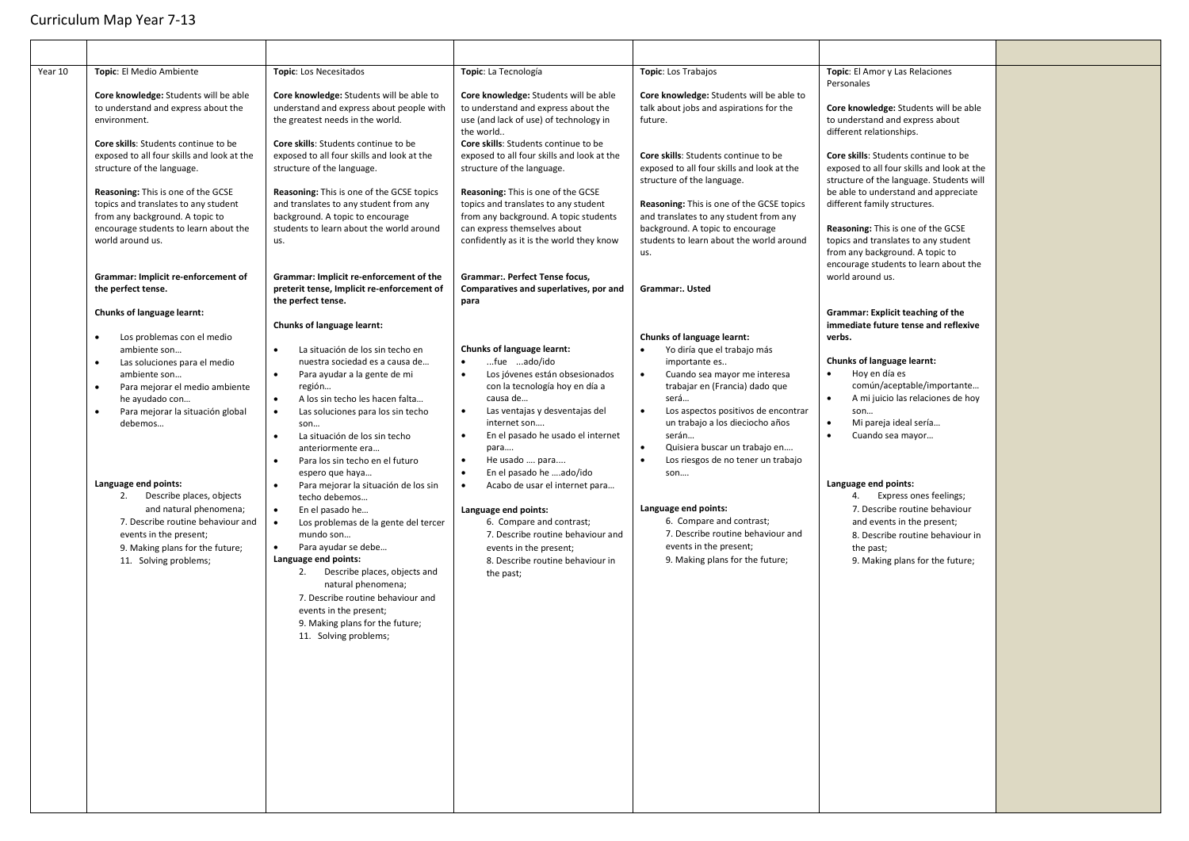# Curriculum Map Year 7-13

| | | | | | | |
|---|---|---|---|---|---|---|
| Year 10 | **Topic**: El Medio Ambiente<br><br>**Core knowledge:** Students will be able to understand and express about the environment.<br><br>**Core skills**: Students continue to be exposed to all four skills and look at the structure of the language.<br><br>**Reasoning:** This is one of the GCSE topics and translates to any student from any background. A topic to encourage students to learn about the world around us.<br><br>**Grammar: Implicit re-enforcement of the perfect tense.**<br><br>**Chunks of language learnt:**<br>• Los problemas con el medio ambiente son…<br>• Las soluciones para el medio ambiente son…<br>• Para mejorar el medio ambiente he ayudado con…<br>• Para mejorar la situación global debemos…<br><br>**Language end points:**<br>2. Describe places, objects and natural phenomena;<br>7. Describe routine behaviour and events in the present;<br>9. Making plans for the future;<br>11. Solving problems; | **Topic**: Los Necesitados<br><br>**Core knowledge:** Students will be able to understand and express about people with the greatest needs in the world.<br><br>**Core skills**: Students continue to be exposed to all four skills and look at the structure of the language.<br><br>**Reasoning:** This is one of the GCSE topics and translates to any student from any background. A topic to encourage students to learn about the world around us.<br><br>**Grammar: Implicit re-enforcement of the preterit tense, Implicit re-enforcement of the perfect tense.**<br><br>**Chunks of language learnt:**<br>• La situación de los sin techo en nuestra sociedad es a causa de…<br>• Para ayudar a la gente de mi región…<br>• A los sin techo les hacen falta…<br>• Las soluciones para los sin techo son…<br>• La situación de los sin techo anteriormente era…<br>• Para los sin techo en el futuro espero que haya…<br>• Para mejorar la situación de los sin techo debemos…<br>• En el pasado he…<br>• Los problemas de la gente del tercer mundo son…<br>• Para ayudar se debe…<br>**Language end points:**<br>2. Describe places, objects and natural phenomena;<br>7. Describe routine behaviour and events in the present;<br>9. Making plans for the future;<br>11. Solving problems; | **Topic**: La Tecnología<br><br>**Core knowledge:** Students will be able to understand and express about the use (and lack of use) of technology in the world..<br>**Core skills**: Students continue to be exposed to all four skills and look at the structure of the language.<br><br>**Reasoning:** This is one of the GCSE topics and translates to any student from any background. A topic students can express themselves about confidently as it is the world they know<br><br>**Grammar:. Perfect Tense focus, Comparatives and superlatives, por and para**<br><br>**Chunks of language learnt:**<br>• …fue …ado/ido<br>• Los jóvenes están obsesionados con la tecnología hoy en día a causa de…<br>• Las ventajas y desventajas del internet son….<br>• En el pasado he usado el internet para….<br>• He usado …. para....<br>• En el pasado he ….ado/ido<br>• Acabo de usar el internet para…<br><br>**Language end points:**<br>6. Compare and contrast;<br>7. Describe routine behaviour and events in the present;<br>8. Describe routine behaviour in the past; | **Topic**: Los Trabajos<br><br>**Core knowledge:** Students will be able to talk about jobs and aspirations for the future.<br><br>**Core skills**: Students continue to be exposed to all four skills and look at the structure of the language.<br><br>**Reasoning:** This is one of the GCSE topics and translates to any student from any background. A topic to encourage students to learn about the world around us.<br><br>**Grammar:. Usted**<br><br>**Chunks of language learnt:**<br>• Yo diría que el trabajo más importante es..<br>• Cuando sea mayor me interesa trabajar en (Francia) dado que será…<br>• Los aspectos positivos de encontrar un trabajo a los dieciocho años serán…<br>• Quisiera buscar un trabajo en….<br>• Los riesgos de no tener un trabajo son….<br><br>**Language end points:**<br>6. Compare and contrast;<br>7. Describe routine behaviour and events in the present;<br>9. Making plans for the future; | **Topic**: El Amor y Las Relaciones Personales<br><br>**Core knowledge:** Students will be able to understand and express about different relationships.<br><br>**Core skills**: Students continue to be exposed to all four skills and look at the structure of the language. Students will be able to understand and appreciate different family structures.<br><br>**Reasoning:** This is one of the GCSE topics and translates to any student from any background. A topic to encourage students to learn about the world around us.<br><br>**Grammar: Explicit teaching of the immediate future tense and reflexive verbs.**<br><br>**Chunks of language learnt:**<br>• Hoy en día es común/aceptable/importante…<br>• A mi juicio las relaciones de hoy son…<br>• Mi pareja ideal sería…<br>• Cuando sea mayor…<br><br>**Language end points:**<br>4. Express ones feelings;<br>7. Describe routine behaviour and events in the present;<br>8. Describe routine behaviour in the past;<br>9. Making plans for the future; | |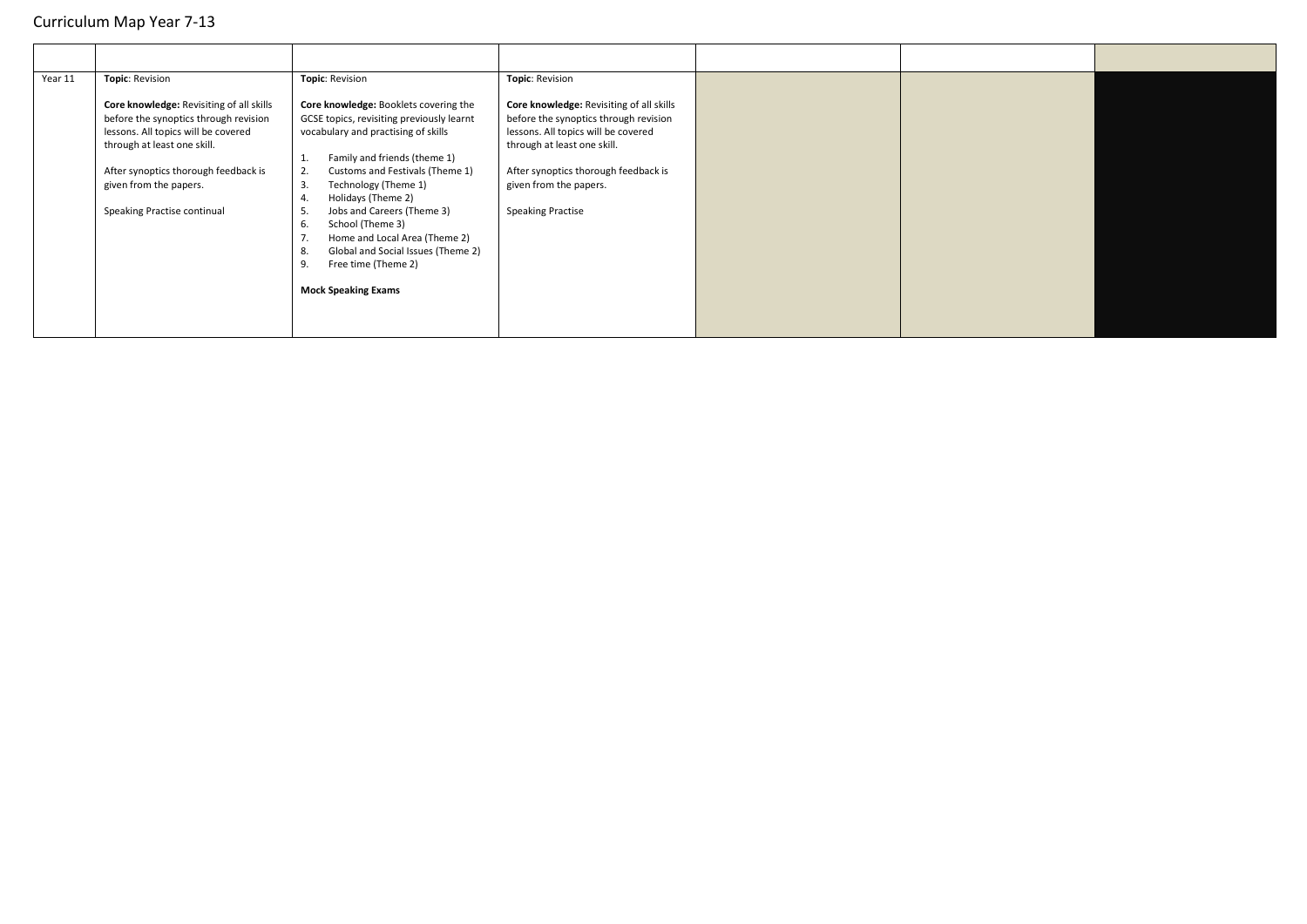# Curriculum Map Year 7-13

| | | | | | | |
|---|---|---|---|---|---|---|
| Year 11 | **Topic**: Revision<br><br>**Core knowledge:** Revisiting of all skills before the synoptics through revision lessons. All topics will be covered through at least one skill.<br><br>After synoptics thorough feedback is given from the papers.<br><br>Speaking Practise continual | **Topic**: Revision<br><br>**Core knowledge:** Booklets covering the GCSE topics, revisiting previously learnt vocabulary and practising of skills<br><br>1. Family and friends (theme 1)<br>2. Customs and Festivals (Theme 1)<br>3. Technology (Theme 1)<br>4. Holidays (Theme 2)<br>5. Jobs and Careers (Theme 3)<br>6. School (Theme 3)<br>7. Home and Local Area (Theme 2)<br>8. Global and Social Issues (Theme 2)<br>9. Free time (Theme 2)<br><br>**Mock Speaking Exams** | **Topic**: Revision<br><br>**Core knowledge:** Revisiting of all skills before the synoptics through revision lessons. All topics will be covered through at least one skill.<br><br>After synoptics thorough feedback is given from the papers.<br><br>Speaking Practise | | | |